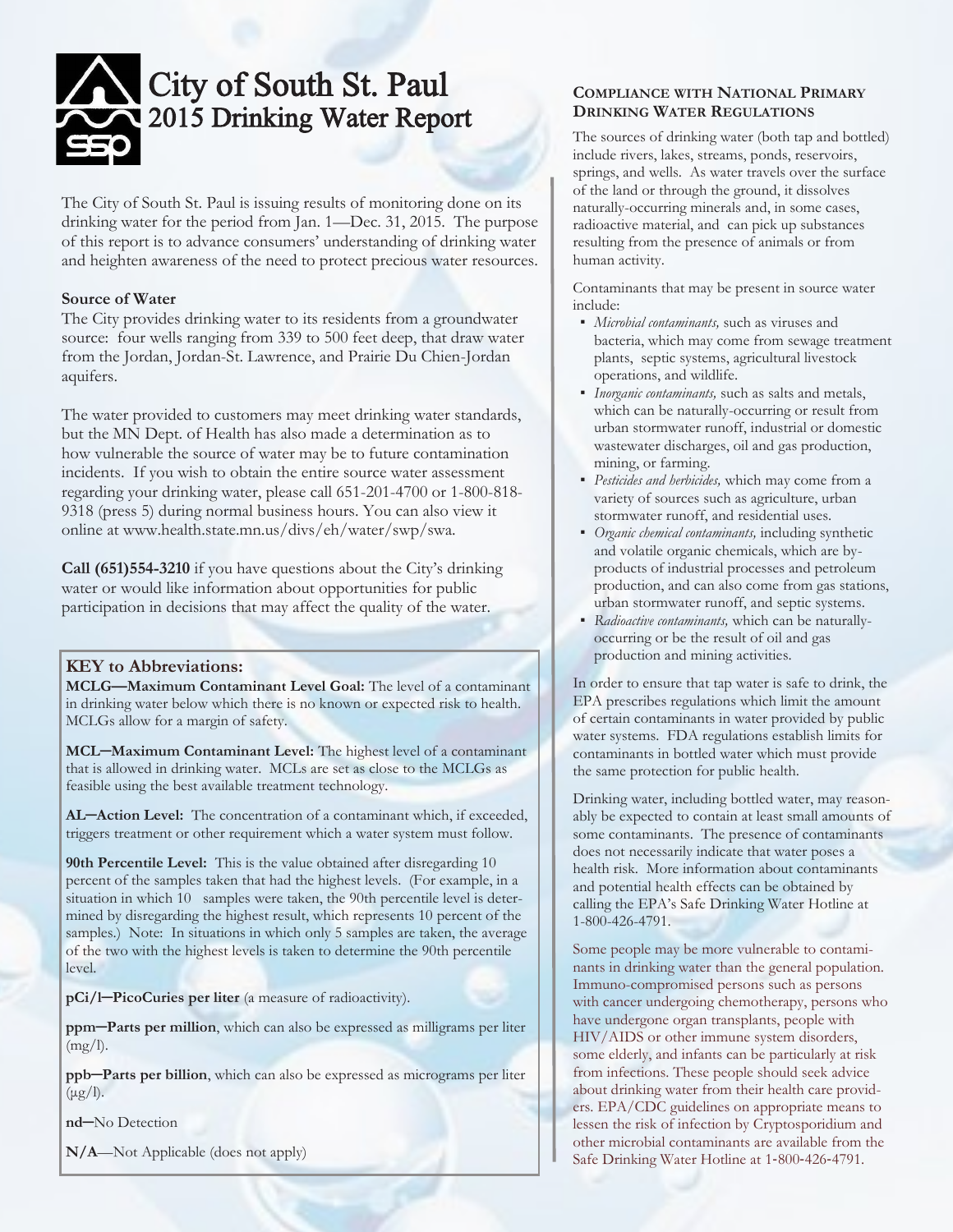# City of South St. Paul 2015 Drinking Water Report

The City of South St. Paul is issuing results of monitoring done on its drinking water for the period from Jan. 1—Dec. 31, 2015. The purpose of this report is to advance consumers' understanding of drinking water and heighten awareness of the need to protect precious water resources.

**Source of Water**

The City provides drinking water to its residents from a groundwater source: four wells ranging from 339 to 500 feet deep, that draw water from the Jordan, Jordan-St. Lawrence, and Prairie Du Chien-Jordan aquifers.

The water provided to customers may meet drinking water standards, but the MN Dept. of Health has also made a determination as to how vulnerable the source of water may be to future contamination incidents. If you wish to obtain the entire source water assessment regarding your drinking water, please call 651-201-4700 or 1-800-818-9318 (press 5) during normal business hours. You can also view it online at www.health.state.mn.us/divs/eh/water/swp/swa.

**Call (651)554-3210** if you have questions about the City's drinking water or would like information about opportunities for public participation in decisions that may affect the quality of the water.

## KEY to Abbreviations:

**MCLG—Maximum Contaminant Level Goal:** The level of a contaminant in drinking water below which there is no known or expected risk to health. MCLGs allow for a margin of safety.

**MCL—Maximum Contaminant Level:** The highest level of a contaminant that is allowed in drinking water. MCLs are set as close to the MCLGs as feasible using the best available treatment technology.

**AL—Action Level:** The concentration of a contaminant which, if exceeded, triggers treatment or other requirement which a water system must follow.

**90th Percentile Level:** This is the value obtained after disregarding 10 percent of the samples taken that had the highest levels. (For example, in a situation in which 10 samples were taken, the 90th percentile level is determined by disregarding the highest result, which represents 10 percent of the samples.) Note: In situations in which only 5 samples are taken, the average of the two with the highest levels is taken to determine the 90th percentile level.

**pCi/l—PicoCuries per liter** (a measure of radioactivity).

**ppm—Parts per million**, which can also be expressed as milligrams per liter (mg/l).

**ppb—Parts per billion**, which can also be expressed as micrograms per liter (μg/l).

**nd**—No Detection

**N/A**—Not Applicable (does not apply)

## Compliance with National Primary Drinking Water Regulations

The sources of drinking water (both tap and bottled) include rivers, lakes, streams, ponds, reservoirs, springs, and wells. As water travels over the surface of the land or through the ground, it dissolves naturally-occurring minerals and, in some cases, radioactive material, and can pick up substances resulting from the presence of animals or from human activity.

Contaminants that may be present in source water include:

- *Microbial contaminants,* such as viruses and bacteria, which may come from sewage treatment plants, septic systems, agricultural livestock operations, and wildlife.
- *Inorganic contaminants,* such as salts and metals, which can be naturally-occurring or result from urban stormwater runoff, industrial or domestic wastewater discharges, oil and gas production, mining, or farming.
- *Pesticides and herbicides,* which may come from a variety of sources such as agriculture, urban stormwater runoff, and residential uses.
- *Organic chemical contaminants,* including synthetic and volatile organic chemicals, which are by-products of industrial processes and petroleum production, and can also come from gas stations, urban stormwater runoff, and septic systems.
- *Radioactive contaminants,* which can be naturally-occurring or be the result of oil and gas production and mining activities.

In order to ensure that tap water is safe to drink, the EPA prescribes regulations which limit the amount of certain contaminants in water provided by public water systems. FDA regulations establish limits for contaminants in bottled water which must provide the same protection for public health.

Drinking water, including bottled water, may reasonably be expected to contain at least small amounts of some contaminants. The presence of contaminants does not necessarily indicate that water poses a health risk. More information about contaminants and potential health effects can be obtained by calling the EPA's Safe Drinking Water Hotline at 1-800-426-4791.

Some people may be more vulnerable to contaminants in drinking water than the general population. Immuno-compromised persons such as persons with cancer undergoing chemotherapy, persons who have undergone organ transplants, people with HIV/AIDS or other immune system disorders, some elderly, and infants can be particularly at risk from infections. These people should seek advice about drinking water from their health care providers. EPA/CDC guidelines on appropriate means to lessen the risk of infection by Cryptosporidium and other microbial contaminants are available from the Safe Drinking Water Hotline at 1-800-426-4791.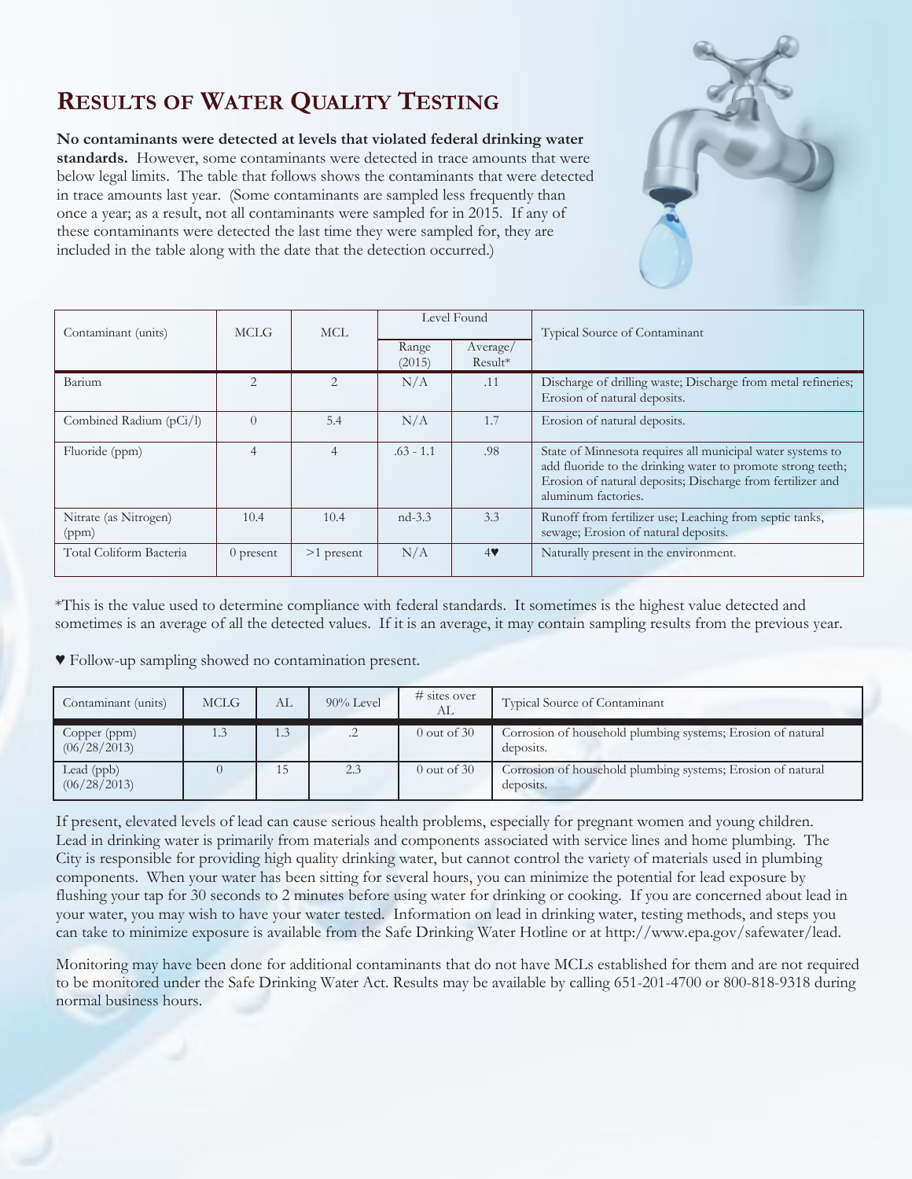## RESULTS OF WATER QUALITY TESTING

**No contaminants were detected at levels that violated federal drinking water standards.** However, some contaminants were detected in trace amounts that were below legal limits. The table that follows shows the contaminants that were detected in trace amounts last year. (Some contaminants are sampled less frequently than once a year; as a result, not all contaminants were sampled for in 2015. If any of these contaminants were detected the last time they were sampled for, they are included in the table along with the date that the detection occurred.)

| Contaminant (units) | MCLG | MCL | Level Found | | Typical Source of Contaminant |
|---|---|---|---|---|---|
| | | | Range (2015) | Average/ Result* | |
| Barium | 2 | 2 | N/A | .11 | Discharge of drilling waste; Discharge from metal refineries; Erosion of natural deposits. |
| Combined Radium (pCi/l) | 0 | 5.4 | N/A | 1.7 | Erosion of natural deposits. |
| Fluoride (ppm) | 4 | 4 | .63 - 1.1 | .98 | State of Minnesota requires all municipal water systems to add fluoride to the drinking water to promote strong teeth; Erosion of natural deposits; Discharge from fertilizer and aluminum factories. |
| Nitrate (as Nitrogen) (ppm) | 10.4 | 10.4 | nd-3.3 | 3.3 | Runoff from fertilizer use; Leaching from septic tanks, sewage; Erosion of natural deposits. |
| Total Coliform Bacteria | 0 present | >1 present | N/A | 4♥ | Naturally present in the environment. |

*This is the value used to determine compliance with federal standards. It sometimes is the highest value detected and sometimes is an average of all the detected values. If it is an average, it may contain sampling results from the previous year.

♥ Follow-up sampling showed no contamination present.

| Contaminant (units) | MCLG | AL | 90% Level | # sites over AL | Typical Source of Contaminant |
|---|---|---|---|---|---|
| Copper (ppm) (06/28/2013) | 1.3 | 1.3 | .2 | 0 out of 30 | Corrosion of household plumbing systems; Erosion of natural deposits. |
| Lead (ppb) (06/28/2013) | 0 | 15 | 2.3 | 0 out of 30 | Corrosion of household plumbing systems; Erosion of natural deposits. |

If present, elevated levels of lead can cause serious health problems, especially for pregnant women and young children. Lead in drinking water is primarily from materials and components associated with service lines and home plumbing. The City is responsible for providing high quality drinking water, but cannot control the variety of materials used in plumbing components. When your water has been sitting for several hours, you can minimize the potential for lead exposure by flushing your tap for 30 seconds to 2 minutes before using water for drinking or cooking. If you are concerned about lead in your water, you may wish to have your water tested. Information on lead in drinking water, testing methods, and steps you can take to minimize exposure is available from the Safe Drinking Water Hotline or at http://www.epa.gov/safewater/lead.

Monitoring may have been done for additional contaminants that do not have MCLs established for them and are not required to be monitored under the Safe Drinking Water Act. Results may be available by calling 651-201-4700 or 800-818-9318 during normal business hours.